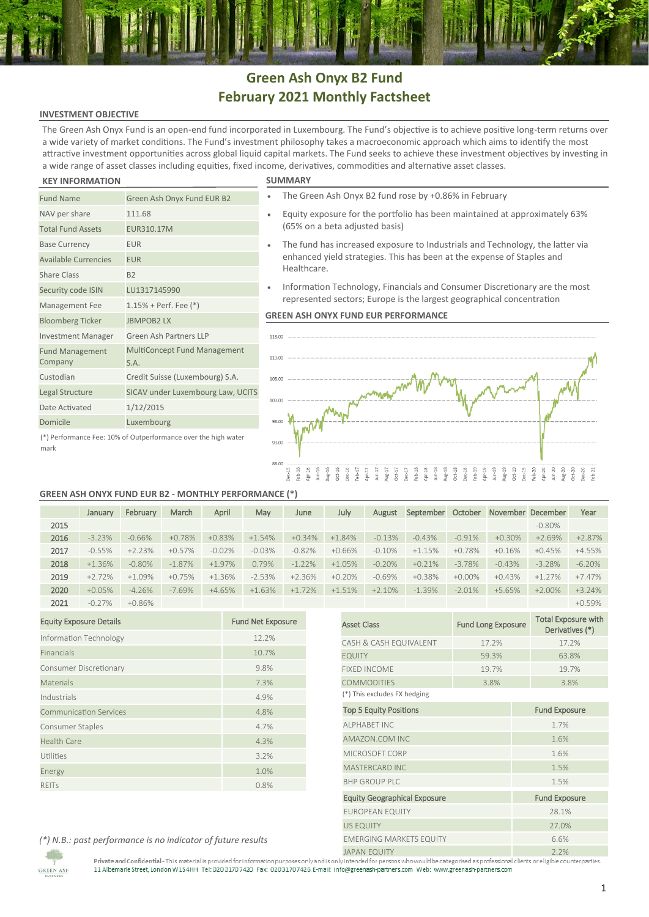# Green Ash Onyx B2 Fund
# February 2021 Monthly Factsheet

## INVESTMENT OBJECTIVE

The Green Ash Onyx Fund is an open-end fund incorporated in Luxembourg. The Fund's objective is to achieve positive long-term returns over a wide variety of market conditions. The Fund's investment philosophy takes a macroeconomic approach which aims to identify the most attractive investment opportunities across global liquid capital markets. The Fund seeks to achieve these investment objectives by investing in a wide range of asset classes including equities, fixed income, derivatives, commodities and alternative asset classes.

## KEY INFORMATION

| | |
|---|---|
| Fund Name | Green Ash Onyx Fund EUR B2 |
| NAV per share | 111.68 |
| Total Fund Assets | EUR310.17M |
| Base Currency | EUR |
| Available Currencies | EUR |
| Share Class | B2 |
| Security code ISIN | LU1317145990 |
| Management Fee | 1.15% + Perf. Fee (*) |
| Bloomberg Ticker | JBMPOB2 LX |
| Investment Manager | Green Ash Partners LLP |
| Fund Management Company | MultiConcept Fund Management S.A. |
| Custodian | Credit Suisse (Luxembourg) S.A. |
| Legal Structure | SICAV under Luxembourg Law, UCITS |
| Date Activated | 1/12/2015 |
| Domicile | Luxembourg |

(*) Performance Fee: 10% of Outperformance over the high water mark

## SUMMARY

- The Green Ash Onyx B2 fund rose by +0.86% in February
- Equity exposure for the portfolio has been maintained at approximately 63% (65% on a beta adjusted basis)
- The fund has increased exposure to Industrials and Technology, the latter via enhanced yield strategies. This has been at the expense of Staples and Healthcare.
- Information Technology, Financials and Consumer Discretionary are the most represented sectors; Europe is the largest geographical concentration

## GREEN ASH ONYX FUND EUR PERFORMANCE

## GREEN ASH ONYX FUND EUR B2 - MONTHLY PERFORMANCE (*)

| | January | February | March | April | May | June | July | August | September | October | November | December | Year |
|---|---|---|---|---|---|---|---|---|---|---|---|---|---|
| 2015 | | | | | | | | | | | | -0.80% | |
| 2016 | -3.23% | -0.66% | +0.78% | +0.83% | +1.54% | +0.34% | +1.84% | -0.13% | -0.43% | -0.91% | +0.30% | +2.69% | +2.87% |
| 2017 | -0.55% | +2.23% | +0.57% | -0.02% | -0.03% | -0.82% | +0.66% | -0.10% | +1.15% | +0.78% | +0.16% | +0.45% | +4.55% |
| 2018 | +1.36% | -0.80% | -1.87% | +1.97% | 0.79% | -1.22% | +1.05% | -0.20% | +0.21% | -3.78% | -0.43% | -3.28% | -6.20% |
| 2019 | +2.72% | +1.09% | +0.75% | +1.36% | -2.53% | +2.36% | +0.20% | -0.69% | +0.38% | +0.00% | +0.43% | +1.27% | +7.47% |
| 2020 | +0.05% | -4.26% | -7.69% | +4.65% | +1.63% | +1.72% | +1.51% | +2.10% | -1.39% | -2.01% | +5.65% | +2.00% | +3.24% |
| 2021 | -0.27% | +0.86% | | | | | | | | | | | +0.59% |

| Equity Exposure Details | Fund Net Exposure |
|---|---|
| Information Technology | 12.2% |
| Financials | 10.7% |
| Consumer Discretionary | 9.8% |
| Materials | 7.3% |
| Industrials | 4.9% |
| Communication Services | 4.8% |
| Consumer Staples | 4.7% |
| Health Care | 4.3% |
| Utilities | 3.2% |
| Energy | 1.0% |
| REITs | 0.8% |

| Asset Class | Fund Long Exposure | Total Exposure with Derivatives (*) |
|---|---|---|
| CASH & CASH EQUIVALENT | 17.2% | 17.2% |
| EQUITY | 59.3% | 63.8% |
| FIXED INCOME | 19.7% | 19.7% |
| COMMODITIES | 3.8% | 3.8% |

(*) This excludes FX hedging

| Top 5 Equity Positions | Fund Exposure |
|---|---|
| ALPHABET INC | 1.7% |
| AMAZON.COM INC | 1.6% |
| MICROSOFT CORP | 1.6% |
| MASTERCARD INC | 1.5% |
| BHP GROUP PLC | 1.5% |

| Equity Geographical Exposure | Fund Exposure |
|---|---|
| EUROPEAN EQUITY | 28.1% |
| US EQUITY | 27.0% |
| EMERGING MARKETS EQUITY | 6.6% |
| JAPAN EQUITY | 2.2% |

*(*) N.B.: past performance is no indicator of future results*

**Private and Confidential** - This material is provided for information purposes only and is only intended for persons who would be categorised as professional clients or eligible counterparties.
11 Albemarle Street, London W1S 4HH Tel: 02031707420 Fax: 02031707426 E-mail: info@greenash-partners.com Web: www.greenash-partners.com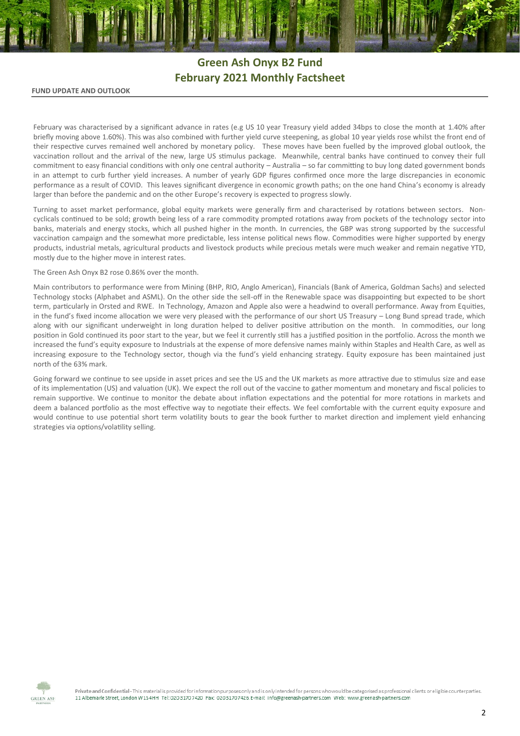# Green Ash Onyx B2 Fund
# February 2021 Monthly Factsheet

## FUND UPDATE AND OUTLOOK

February was characterised by a significant advance in rates (e.g US 10 year Treasury yield added 34bps to close the month at 1.40% after briefly moving above 1.60%). This was also combined with further yield curve steepening, as global 10 year yields rose whilst the front end of their respective curves remained well anchored by monetary policy. These moves have been fuelled by the improved global outlook, the vaccination rollout and the arrival of the new, large US stimulus package. Meanwhile, central banks have continued to convey their full commitment to easy financial conditions with only one central authority – Australia – so far committing to buy long dated government bonds in an attempt to curb further yield increases. A number of yearly GDP figures confirmed once more the large discrepancies in economic performance as a result of COVID. This leaves significant divergence in economic growth paths; on the one hand China's economy is already larger than before the pandemic and on the other Europe's recovery is expected to progress slowly.

Turning to asset market performance, global equity markets were generally firm and characterised by rotations between sectors. Non-cyclicals continued to be sold; growth being less of a rare commodity prompted rotations away from pockets of the technology sector into banks, materials and energy stocks, which all pushed higher in the month. In currencies, the GBP was strong supported by the successful vaccination campaign and the somewhat more predictable, less intense political news flow. Commodities were higher supported by energy products, industrial metals, agricultural products and livestock products while precious metals were much weaker and remain negative YTD, mostly due to the higher move in interest rates.

The Green Ash Onyx B2 rose 0.86% over the month.

Main contributors to performance were from Mining (BHP, RIO, Anglo American), Financials (Bank of America, Goldman Sachs) and selected Technology stocks (Alphabet and ASML). On the other side the sell-off in the Renewable space was disappointing but expected to be short term, particularly in Orsted and RWE. In Technology, Amazon and Apple also were a headwind to overall performance. Away from Equities, in the fund's fixed income allocation we were very pleased with the performance of our short US Treasury – Long Bund spread trade, which along with our significant underweight in long duration helped to deliver positive attribution on the month. In commodities, our long position in Gold continued its poor start to the year, but we feel it currently still has a justified position in the portfolio. Across the month we increased the fund's equity exposure to Industrials at the expense of more defensive names mainly within Staples and Health Care, as well as increasing exposure to the Technology sector, though via the fund's yield enhancing strategy. Equity exposure has been maintained just north of the 63% mark.

Going forward we continue to see upside in asset prices and see the US and the UK markets as more attractive due to stimulus size and ease of its implementation (US) and valuation (UK). We expect the roll out of the vaccine to gather momentum and monetary and fiscal policies to remain supportive. We continue to monitor the debate about inflation expectations and the potential for more rotations in markets and deem a balanced portfolio as the most effective way to negotiate their effects. We feel comfortable with the current equity exposure and would continue to use potential short term volatility bouts to gear the book further to market direction and implement yield enhancing strategies via options/volatility selling.

**Private and Confidential** - This material is provided for information purposes only and is only intended for persons who would be categorised as professional clients or eligible counterparties.
11 Albemarle Street, London W1S 4HH Tel: 02031707420 Fax: 02031707426 E-mail: info@greenash-partners.com Web: www.greenash-partners.com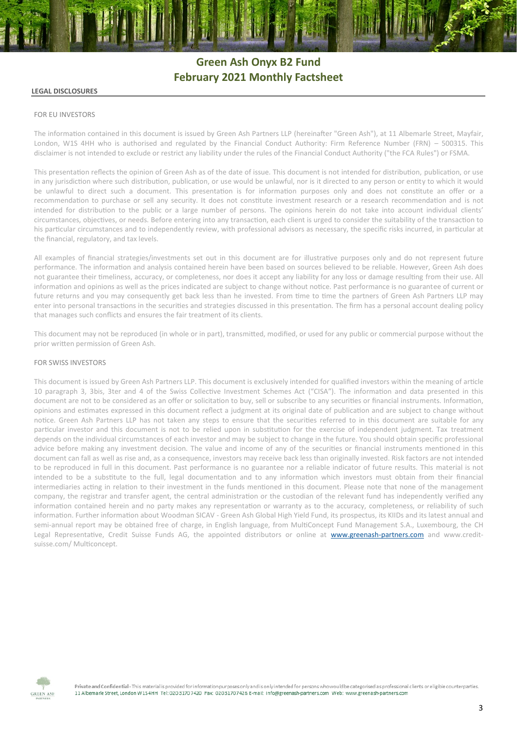# Green Ash Onyx B2 Fund
# February 2021 Monthly Factsheet

## LEGAL DISCLOSURES

FOR EU INVESTORS

The information contained in this document is issued by Green Ash Partners LLP (hereinafter "Green Ash"), at 11 Albemarle Street, Mayfair, London, W1S 4HH who is authorised and regulated by the Financial Conduct Authority: Firm Reference Number (FRN) – 500315. This disclaimer is not intended to exclude or restrict any liability under the rules of the Financial Conduct Authority ("the FCA Rules") or FSMA.

This presentation reflects the opinion of Green Ash as of the date of issue. This document is not intended for distribution, publication, or use in any jurisdiction where such distribution, publication, or use would be unlawful, nor is it directed to any person or entity to which it would be unlawful to direct such a document. This presentation is for information purposes only and does not constitute an offer or a recommendation to purchase or sell any security. It does not constitute investment research or a research recommendation and is not intended for distribution to the public or a large number of persons. The opinions herein do not take into account individual clients' circumstances, objectives, or needs. Before entering into any transaction, each client is urged to consider the suitability of the transaction to his particular circumstances and to independently review, with professional advisors as necessary, the specific risks incurred, in particular at the financial, regulatory, and tax levels.

All examples of financial strategies/investments set out in this document are for illustrative purposes only and do not represent future performance. The information and analysis contained herein have been based on sources believed to be reliable. However, Green Ash does not guarantee their timeliness, accuracy, or completeness, nor does it accept any liability for any loss or damage resulting from their use. All information and opinions as well as the prices indicated are subject to change without notice. Past performance is no guarantee of current or future returns and you may consequently get back less than he invested. From time to time the partners of Green Ash Partners LLP may enter into personal transactions in the securities and strategies discussed in this presentation. The firm has a personal account dealing policy that manages such conflicts and ensures the fair treatment of its clients.

This document may not be reproduced (in whole or in part), transmitted, modified, or used for any public or commercial purpose without the prior written permission of Green Ash.

FOR SWISS INVESTORS

This document is issued by Green Ash Partners LLP. This document is exclusively intended for qualified investors within the meaning of article 10 paragraph 3, 3bis, 3ter and 4 of the Swiss Collective Investment Schemes Act ("CISA"). The information and data presented in this document are not to be considered as an offer or solicitation to buy, sell or subscribe to any securities or financial instruments. Information, opinions and estimates expressed in this document reflect a judgment at its original date of publication and are subject to change without notice. Green Ash Partners LLP has not taken any steps to ensure that the securities referred to in this document are suitable for any particular investor and this document is not to be relied upon in substitution for the exercise of independent judgment. Tax treatment depends on the individual circumstances of each investor and may be subject to change in the future. You should obtain specific professional advice before making any investment decision. The value and income of any of the securities or financial instruments mentioned in this document can fall as well as rise and, as a consequence, investors may receive back less than originally invested. Risk factors are not intended to be reproduced in full in this document. Past performance is no guarantee nor a reliable indicator of future results. This material is not intended to be a substitute to the full, legal documentation and to any information which investors must obtain from their financial intermediaries acting in relation to their investment in the funds mentioned in this document. Please note that none of the management company, the registrar and transfer agent, the central administration or the custodian of the relevant fund has independently verified any information contained herein and no party makes any representation or warranty as to the accuracy, completeness, or reliability of such information. Further information about Woodman SICAV - Green Ash Global High Yield Fund, its prospectus, its KIIDs and its latest annual and semi-annual report may be obtained free of charge, in English language, from MultiConcept Fund Management S.A., Luxembourg, the CH Legal Representative, Credit Suisse Funds AG, the appointed distributors or online at www.greenash-partners.com and www.credit-suisse.com/ Multiconcept.

**Private and Confidential** - This material is provided for information purposes only and is only intended for persons who would be categorised as professional clients or eligible counterparties.
11 Albemarle Street, London W1S 4HH Tel: 02031707420 Fax: 02031707426 E-mail: info@greenash-partners.com Web: www.greenash-partners.com